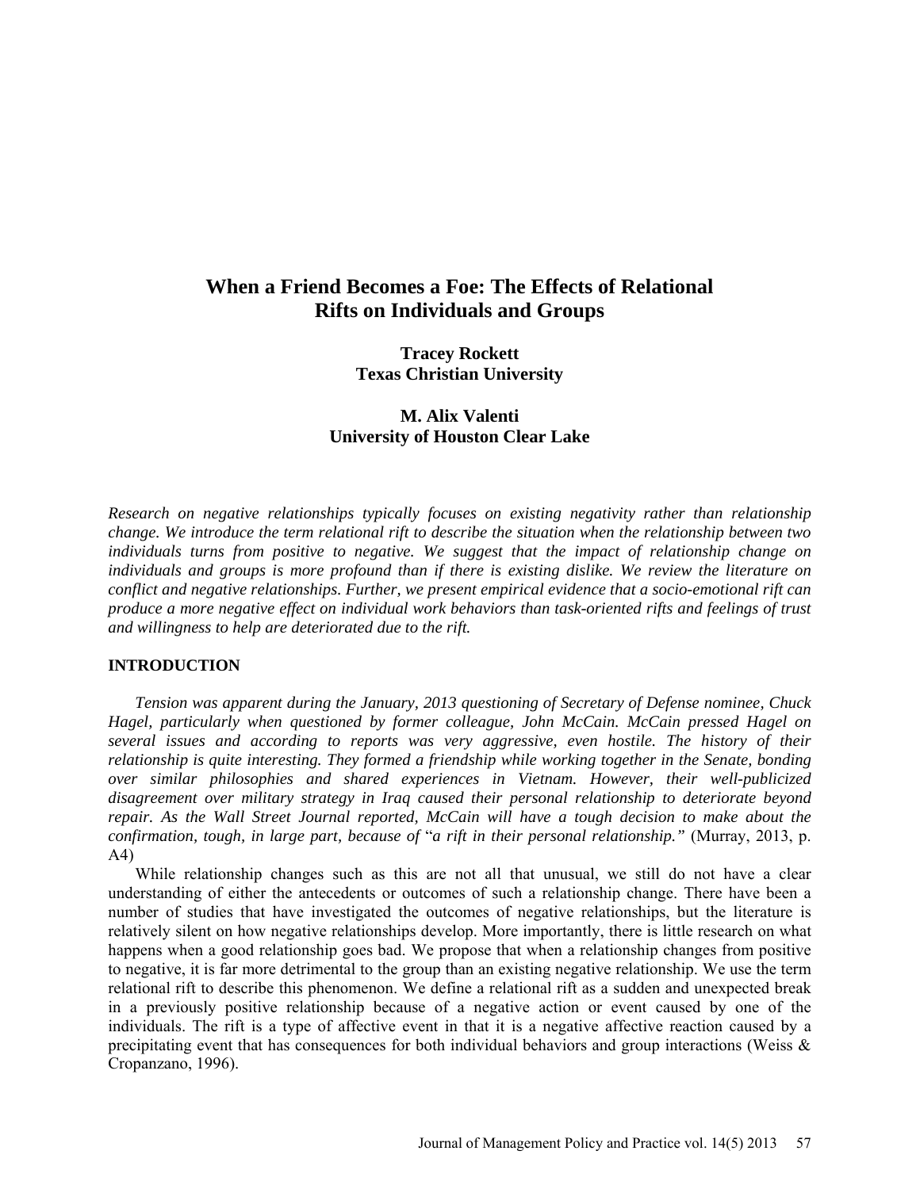# When a Friend Becomes a Foe: The Effects of Relational Rifts on Individuals and Groups

**Tracey Rockett**
**Texas Christian University**

**M. Alix Valenti**
**University of Houston Clear Lake**

*Research on negative relationships typically focuses on existing negativity rather than relationship change. We introduce the term relational rift to describe the situation when the relationship between two individuals turns from positive to negative. We suggest that the impact of relationship change on individuals and groups is more profound than if there is existing dislike. We review the literature on conflict and negative relationships. Further, we present empirical evidence that a socio-emotional rift can produce a more negative effect on individual work behaviors than task-oriented rifts and feelings of trust and willingness to help are deteriorated due to the rift.*

## INTRODUCTION

*Tension was apparent during the January, 2013 questioning of Secretary of Defense nominee, Chuck Hagel, particularly when questioned by former colleague, John McCain. McCain pressed Hagel on several issues and according to reports was very aggressive, even hostile. The history of their relationship is quite interesting. They formed a friendship while working together in the Senate, bonding over similar philosophies and shared experiences in Vietnam. However, their well-publicized disagreement over military strategy in Iraq caused their personal relationship to deteriorate beyond repair. As the Wall Street Journal reported, McCain will have a tough decision to make about the confirmation, tough, in large part, because of "a rift in their personal relationship."* (Murray, 2013, p. A4)

While relationship changes such as this are not all that unusual, we still do not have a clear understanding of either the antecedents or outcomes of such a relationship change. There have been a number of studies that have investigated the outcomes of negative relationships, but the literature is relatively silent on how negative relationships develop. More importantly, there is little research on what happens when a good relationship goes bad. We propose that when a relationship changes from positive to negative, it is far more detrimental to the group than an existing negative relationship. We use the term relational rift to describe this phenomenon. We define a relational rift as a sudden and unexpected break in a previously positive relationship because of a negative action or event caused by one of the individuals. The rift is a type of affective event in that it is a negative affective reaction caused by a precipitating event that has consequences for both individual behaviors and group interactions (Weiss & Cropanzano, 1996).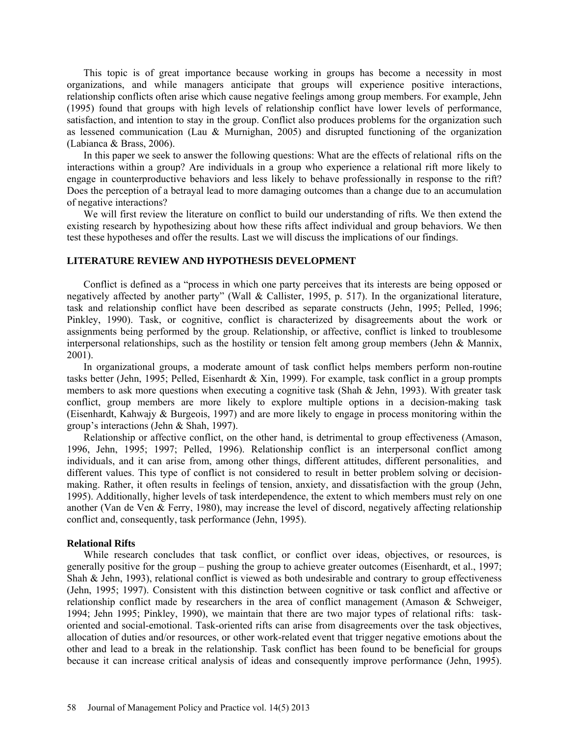This topic is of great importance because working in groups has become a necessity in most organizations, and while managers anticipate that groups will experience positive interactions, relationship conflicts often arise which cause negative feelings among group members. For example, Jehn (1995) found that groups with high levels of relationship conflict have lower levels of performance, satisfaction, and intention to stay in the group. Conflict also produces problems for the organization such as lessened communication (Lau & Murnighan, 2005) and disrupted functioning of the organization (Labianca & Brass, 2006).

In this paper we seek to answer the following questions: What are the effects of relational rifts on the interactions within a group? Are individuals in a group who experience a relational rift more likely to engage in counterproductive behaviors and less likely to behave professionally in response to the rift? Does the perception of a betrayal lead to more damaging outcomes than a change due to an accumulation of negative interactions?

We will first review the literature on conflict to build our understanding of rifts. We then extend the existing research by hypothesizing about how these rifts affect individual and group behaviors. We then test these hypotheses and offer the results. Last we will discuss the implications of our findings.

## LITERATURE REVIEW AND HYPOTHESIS DEVELOPMENT

Conflict is defined as a "process in which one party perceives that its interests are being opposed or negatively affected by another party" (Wall & Callister, 1995, p. 517). In the organizational literature, task and relationship conflict have been described as separate constructs (Jehn, 1995; Pelled, 1996; Pinkley, 1990). Task, or cognitive, conflict is characterized by disagreements about the work or assignments being performed by the group. Relationship, or affective, conflict is linked to troublesome interpersonal relationships, such as the hostility or tension felt among group members (Jehn & Mannix, 2001).

In organizational groups, a moderate amount of task conflict helps members perform non-routine tasks better (Jehn, 1995; Pelled, Eisenhardt & Xin, 1999). For example, task conflict in a group prompts members to ask more questions when executing a cognitive task (Shah & Jehn, 1993). With greater task conflict, group members are more likely to explore multiple options in a decision-making task (Eisenhardt, Kahwajy & Burgeois, 1997) and are more likely to engage in process monitoring within the group's interactions (Jehn & Shah, 1997).

Relationship or affective conflict, on the other hand, is detrimental to group effectiveness (Amason, 1996, Jehn, 1995; 1997; Pelled, 1996). Relationship conflict is an interpersonal conflict among individuals, and it can arise from, among other things, different attitudes, different personalities, and different values. This type of conflict is not considered to result in better problem solving or decision-making. Rather, it often results in feelings of tension, anxiety, and dissatisfaction with the group (Jehn, 1995). Additionally, higher levels of task interdependence, the extent to which members must rely on one another (Van de Ven & Ferry, 1980), may increase the level of discord, negatively affecting relationship conflict and, consequently, task performance (Jehn, 1995).

### Relational Rifts

While research concludes that task conflict, or conflict over ideas, objectives, or resources, is generally positive for the group – pushing the group to achieve greater outcomes (Eisenhardt, et al., 1997; Shah & Jehn, 1993), relational conflict is viewed as both undesirable and contrary to group effectiveness (Jehn, 1995; 1997). Consistent with this distinction between cognitive or task conflict and affective or relationship conflict made by researchers in the area of conflict management (Amason & Schweiger, 1994; Jehn 1995; Pinkley, 1990), we maintain that there are two major types of relational rifts: task-oriented and social-emotional. Task-oriented rifts can arise from disagreements over the task objectives, allocation of duties and/or resources, or other work-related event that trigger negative emotions about the other and lead to a break in the relationship. Task conflict has been found to be beneficial for groups because it can increase critical analysis of ideas and consequently improve performance (Jehn, 1995).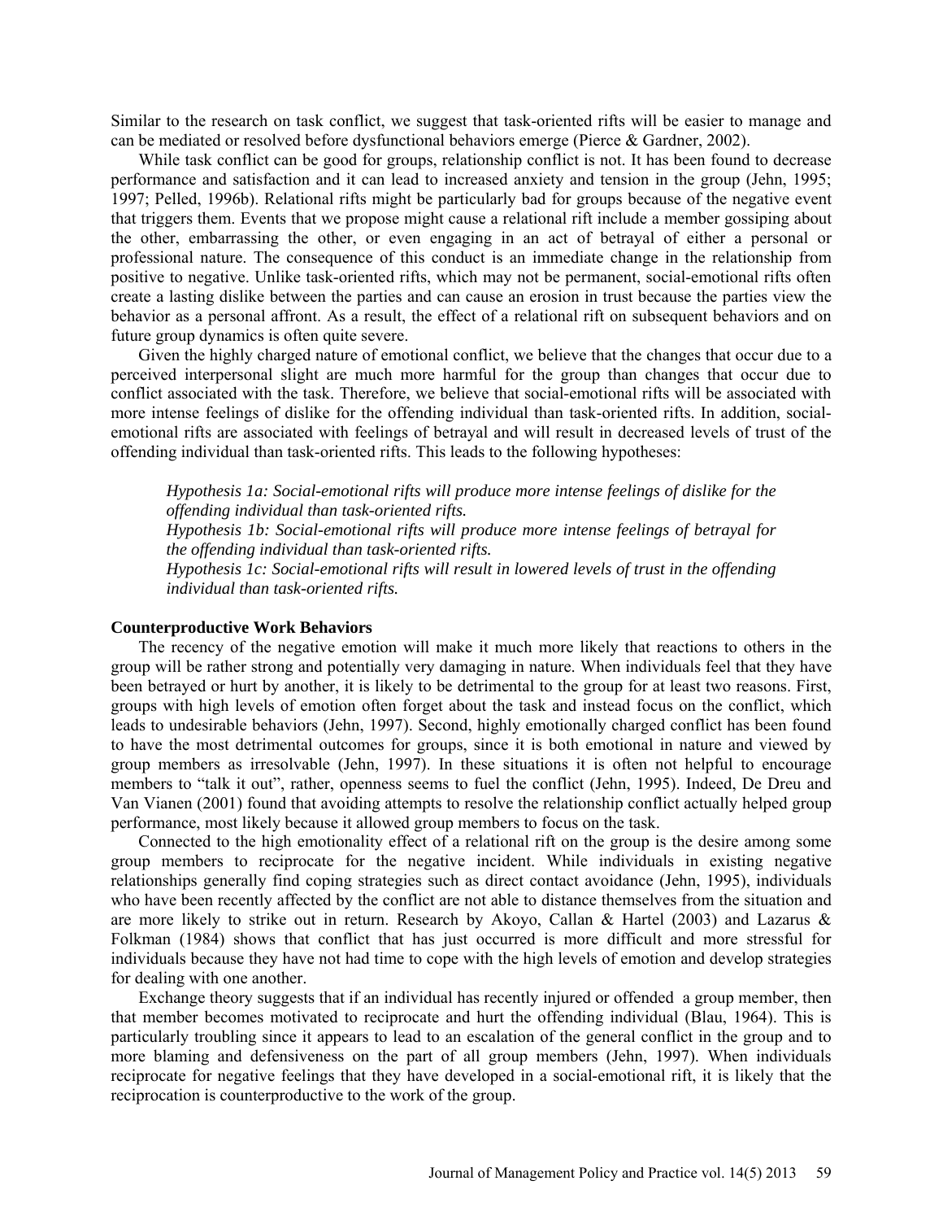Similar to the research on task conflict, we suggest that task-oriented rifts will be easier to manage and can be mediated or resolved before dysfunctional behaviors emerge (Pierce & Gardner, 2002).

While task conflict can be good for groups, relationship conflict is not. It has been found to decrease performance and satisfaction and it can lead to increased anxiety and tension in the group (Jehn, 1995; 1997; Pelled, 1996b). Relational rifts might be particularly bad for groups because of the negative event that triggers them. Events that we propose might cause a relational rift include a member gossiping about the other, embarrassing the other, or even engaging in an act of betrayal of either a personal or professional nature. The consequence of this conduct is an immediate change in the relationship from positive to negative. Unlike task-oriented rifts, which may not be permanent, social-emotional rifts often create a lasting dislike between the parties and can cause an erosion in trust because the parties view the behavior as a personal affront. As a result, the effect of a relational rift on subsequent behaviors and on future group dynamics is often quite severe.

Given the highly charged nature of emotional conflict, we believe that the changes that occur due to a perceived interpersonal slight are much more harmful for the group than changes that occur due to conflict associated with the task. Therefore, we believe that social-emotional rifts will be associated with more intense feelings of dislike for the offending individual than task-oriented rifts. In addition, social-emotional rifts are associated with feelings of betrayal and will result in decreased levels of trust of the offending individual than task-oriented rifts. This leads to the following hypotheses:

> *Hypothesis 1a: Social-emotional rifts will produce more intense feelings of dislike for the offending individual than task-oriented rifts.*
> *Hypothesis 1b: Social-emotional rifts will produce more intense feelings of betrayal for the offending individual than task-oriented rifts.*
> *Hypothesis 1c: Social-emotional rifts will result in lowered levels of trust in the offending individual than task-oriented rifts.*

**Counterproductive Work Behaviors**

The recency of the negative emotion will make it much more likely that reactions to others in the group will be rather strong and potentially very damaging in nature. When individuals feel that they have been betrayed or hurt by another, it is likely to be detrimental to the group for at least two reasons. First, groups with high levels of emotion often forget about the task and instead focus on the conflict, which leads to undesirable behaviors (Jehn, 1997). Second, highly emotionally charged conflict has been found to have the most detrimental outcomes for groups, since it is both emotional in nature and viewed by group members as irresolvable (Jehn, 1997). In these situations it is often not helpful to encourage members to "talk it out", rather, openness seems to fuel the conflict (Jehn, 1995). Indeed, De Dreu and Van Vianen (2001) found that avoiding attempts to resolve the relationship conflict actually helped group performance, most likely because it allowed group members to focus on the task.

Connected to the high emotionality effect of a relational rift on the group is the desire among some group members to reciprocate for the negative incident. While individuals in existing negative relationships generally find coping strategies such as direct contact avoidance (Jehn, 1995), individuals who have been recently affected by the conflict are not able to distance themselves from the situation and are more likely to strike out in return. Research by Akoyo, Callan & Hartel (2003) and Lazarus & Folkman (1984) shows that conflict that has just occurred is more difficult and more stressful for individuals because they have not had time to cope with the high levels of emotion and develop strategies for dealing with one another.

Exchange theory suggests that if an individual has recently injured or offended a group member, then that member becomes motivated to reciprocate and hurt the offending individual (Blau, 1964). This is particularly troubling since it appears to lead to an escalation of the general conflict in the group and to more blaming and defensiveness on the part of all group members (Jehn, 1997). When individuals reciprocate for negative feelings that they have developed in a social-emotional rift, it is likely that the reciprocation is counterproductive to the work of the group.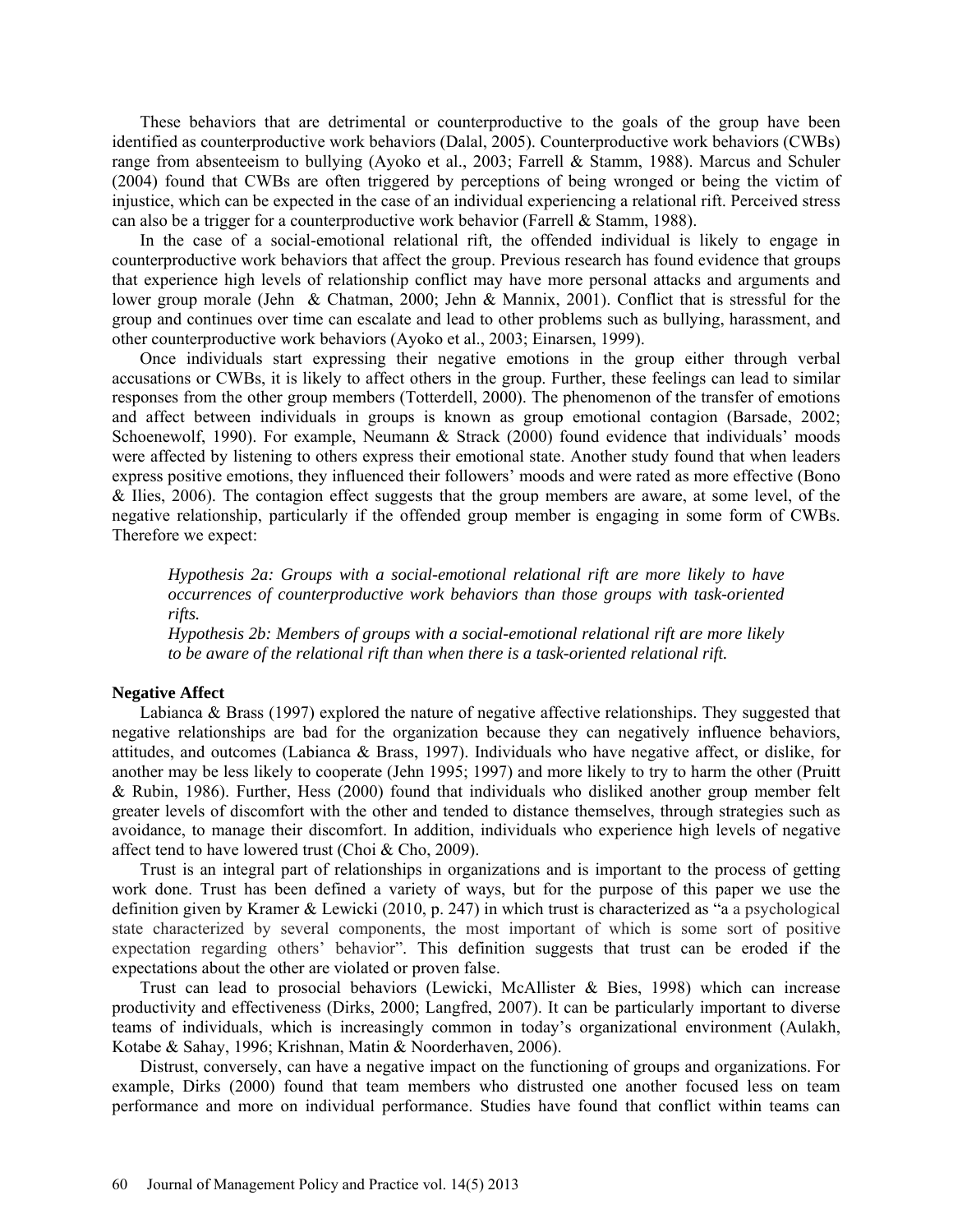These behaviors that are detrimental or counterproductive to the goals of the group have been identified as counterproductive work behaviors (Dalal, 2005). Counterproductive work behaviors (CWBs) range from absenteeism to bullying (Ayoko et al., 2003; Farrell & Stamm, 1988). Marcus and Schuler (2004) found that CWBs are often triggered by perceptions of being wronged or being the victim of injustice, which can be expected in the case of an individual experiencing a relational rift. Perceived stress can also be a trigger for a counterproductive work behavior (Farrell & Stamm, 1988).

In the case of a social-emotional relational rift*,* the offended individual is likely to engage in counterproductive work behaviors that affect the group. Previous research has found evidence that groups that experience high levels of relationship conflict may have more personal attacks and arguments and lower group morale (Jehn & Chatman, 2000; Jehn & Mannix, 2001). Conflict that is stressful for the group and continues over time can escalate and lead to other problems such as bullying, harassment, and other counterproductive work behaviors (Ayoko et al., 2003; Einarsen, 1999).

Once individuals start expressing their negative emotions in the group either through verbal accusations or CWBs, it is likely to affect others in the group. Further, these feelings can lead to similar responses from the other group members (Totterdell, 2000). The phenomenon of the transfer of emotions and affect between individuals in groups is known as group emotional contagion (Barsade, 2002; Schoenewolf, 1990). For example, Neumann & Strack (2000) found evidence that individuals' moods were affected by listening to others express their emotional state. Another study found that when leaders express positive emotions, they influenced their followers' moods and were rated as more effective (Bono & Ilies, 2006). The contagion effect suggests that the group members are aware, at some level, of the negative relationship, particularly if the offended group member is engaging in some form of CWBs. Therefore we expect:

> *Hypothesis 2a: Groups with a social-emotional relational rift are more likely to have occurrences of counterproductive work behaviors than those groups with task-oriented rifts.*
>
> *Hypothesis 2b: Members of groups with a social-emotional relational rift are more likely to be aware of the relational rift than when there is a task-oriented relational rift.*

**Negative Affect**

Labianca & Brass (1997) explored the nature of negative affective relationships. They suggested that negative relationships are bad for the organization because they can negatively influence behaviors, attitudes, and outcomes (Labianca & Brass, 1997). Individuals who have negative affect, or dislike, for another may be less likely to cooperate (Jehn 1995; 1997) and more likely to try to harm the other (Pruitt & Rubin, 1986). Further, Hess (2000) found that individuals who disliked another group member felt greater levels of discomfort with the other and tended to distance themselves, through strategies such as avoidance, to manage their discomfort. In addition, individuals who experience high levels of negative affect tend to have lowered trust (Choi & Cho, 2009).

Trust is an integral part of relationships in organizations and is important to the process of getting work done. Trust has been defined a variety of ways, but for the purpose of this paper we use the definition given by Kramer & Lewicki (2010, p. 247) in which trust is characterized as "a a psychological state characterized by several components, the most important of which is some sort of positive expectation regarding others' behavior". This definition suggests that trust can be eroded if the expectations about the other are violated or proven false.

Trust can lead to prosocial behaviors (Lewicki, McAllister & Bies, 1998) which can increase productivity and effectiveness (Dirks, 2000; Langfred, 2007). It can be particularly important to diverse teams of individuals, which is increasingly common in today's organizational environment (Aulakh, Kotabe & Sahay, 1996; Krishnan, Matin & Noorderhaven, 2006).

Distrust, conversely, can have a negative impact on the functioning of groups and organizations. For example, Dirks (2000) found that team members who distrusted one another focused less on team performance and more on individual performance. Studies have found that conflict within teams can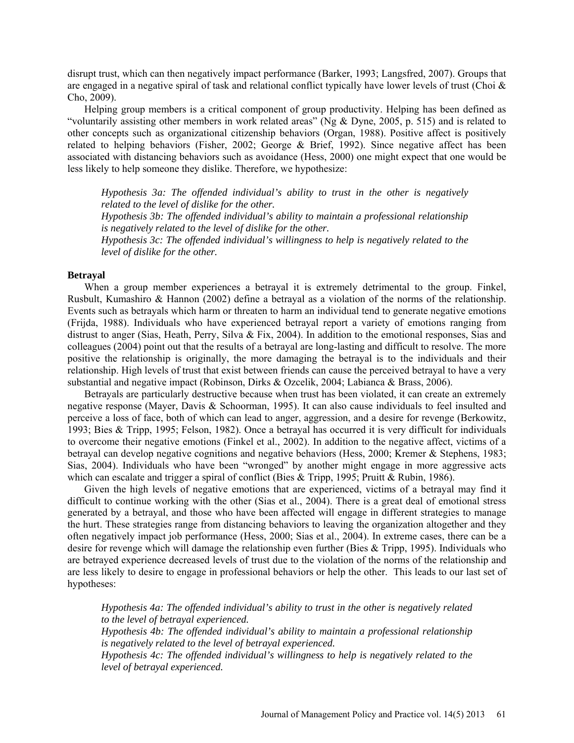disrupt trust, which can then negatively impact performance (Barker, 1993; Langsfred, 2007). Groups that are engaged in a negative spiral of task and relational conflict typically have lower levels of trust (Choi & Cho, 2009).

Helping group members is a critical component of group productivity. Helping has been defined as "voluntarily assisting other members in work related areas" (Ng & Dyne, 2005, p. 515) and is related to other concepts such as organizational citizenship behaviors (Organ, 1988). Positive affect is positively related to helping behaviors (Fisher, 2002; George & Brief, 1992). Since negative affect has been associated with distancing behaviors such as avoidance (Hess, 2000) one might expect that one would be less likely to help someone they dislike. Therefore, we hypothesize:

> *Hypothesis 3a: The offended individual's ability to trust in the other is negatively related to the level of dislike for the other.*
> *Hypothesis 3b: The offended individual's ability to maintain a professional relationship is negatively related to the level of dislike for the other.*
> *Hypothesis 3c: The offended individual's willingness to help is negatively related to the level of dislike for the other.*

### Betrayal

When a group member experiences a betrayal it is extremely detrimental to the group. Finkel, Rusbult, Kumashiro & Hannon (2002) define a betrayal as a violation of the norms of the relationship. Events such as betrayals which harm or threaten to harm an individual tend to generate negative emotions (Frijda, 1988). Individuals who have experienced betrayal report a variety of emotions ranging from distrust to anger (Sias, Heath, Perry, Silva & Fix, 2004). In addition to the emotional responses, Sias and colleagues (2004) point out that the results of a betrayal are long-lasting and difficult to resolve. The more positive the relationship is originally, the more damaging the betrayal is to the individuals and their relationship. High levels of trust that exist between friends can cause the perceived betrayal to have a very substantial and negative impact (Robinson, Dirks & Ozcelik, 2004; Labianca & Brass, 2006).

Betrayals are particularly destructive because when trust has been violated, it can create an extremely negative response (Mayer, Davis & Schoorman, 1995). It can also cause individuals to feel insulted and perceive a loss of face, both of which can lead to anger, aggression, and a desire for revenge (Berkowitz, 1993; Bies & Tripp, 1995; Felson, 1982). Once a betrayal has occurred it is very difficult for individuals to overcome their negative emotions (Finkel et al., 2002). In addition to the negative affect, victims of a betrayal can develop negative cognitions and negative behaviors (Hess, 2000; Kremer & Stephens, 1983; Sias, 2004). Individuals who have been "wronged" by another might engage in more aggressive acts which can escalate and trigger a spiral of conflict (Bies & Tripp, 1995; Pruitt & Rubin, 1986).

Given the high levels of negative emotions that are experienced, victims of a betrayal may find it difficult to continue working with the other (Sias et al., 2004). There is a great deal of emotional stress generated by a betrayal, and those who have been affected will engage in different strategies to manage the hurt. These strategies range from distancing behaviors to leaving the organization altogether and they often negatively impact job performance (Hess, 2000; Sias et al., 2004). In extreme cases, there can be a desire for revenge which will damage the relationship even further (Bies & Tripp, 1995). Individuals who are betrayed experience decreased levels of trust due to the violation of the norms of the relationship and are less likely to desire to engage in professional behaviors or help the other. This leads to our last set of hypotheses:

> *Hypothesis 4a: The offended individual's ability to trust in the other is negatively related to the level of betrayal experienced.*
> *Hypothesis 4b: The offended individual's ability to maintain a professional relationship is negatively related to the level of betrayal experienced.*
> *Hypothesis 4c: The offended individual's willingness to help is negatively related to the level of betrayal experienced.*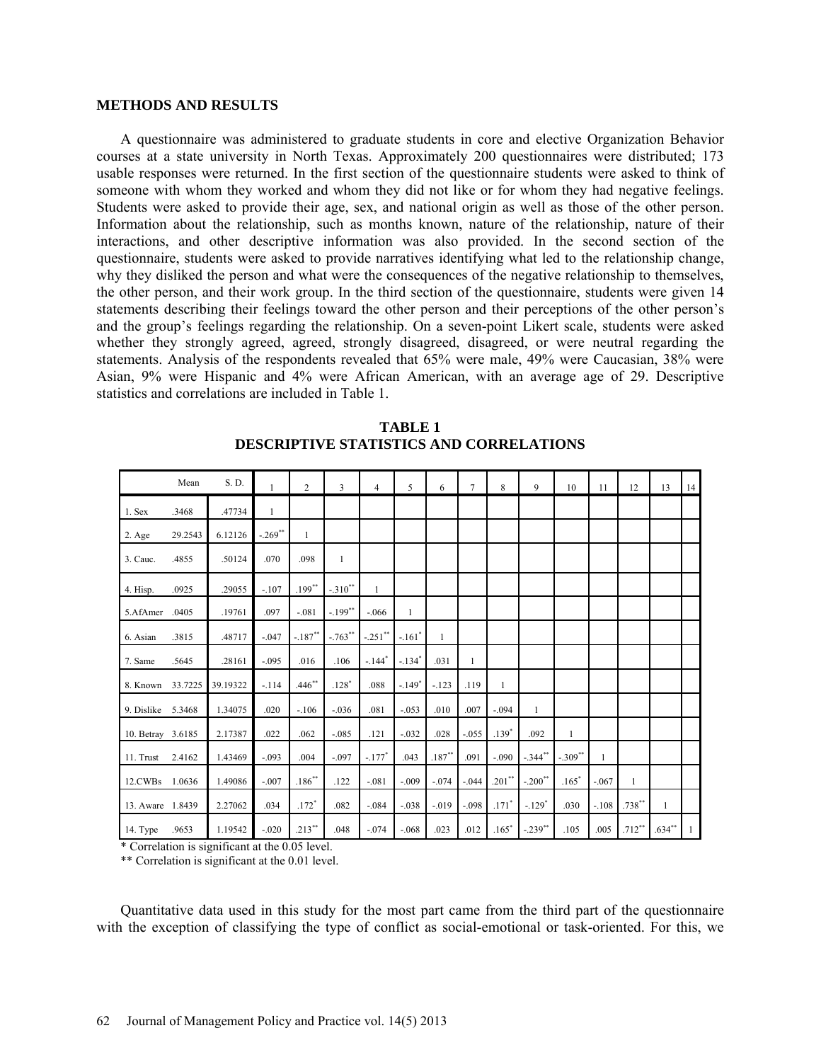## METHODS AND RESULTS

A questionnaire was administered to graduate students in core and elective Organization Behavior courses at a state university in North Texas. Approximately 200 questionnaires were distributed; 173 usable responses were returned. In the first section of the questionnaire students were asked to think of someone with whom they worked and whom they did not like or for whom they had negative feelings. Students were asked to provide their age, sex, and national origin as well as those of the other person. Information about the relationship, such as months known, nature of the relationship, nature of their interactions, and other descriptive information was also provided. In the second section of the questionnaire, students were asked to provide narratives identifying what led to the relationship change, why they disliked the person and what were the consequences of the negative relationship to themselves, the other person, and their work group. In the third section of the questionnaire, students were given 14 statements describing their feelings toward the other person and their perceptions of the other person's and the group's feelings regarding the relationship. On a seven-point Likert scale, students were asked whether they strongly agreed, agreed, strongly disagreed, disagreed, or were neutral regarding the statements. Analysis of the respondents revealed that 65% were male, 49% were Caucasian, 38% were Asian, 9% were Hispanic and 4% were African American, with an average age of 29. Descriptive statistics and correlations are included in Table 1.

**TABLE 1**
**DESCRIPTIVE STATISTICS AND CORRELATIONS**

| | Mean | S. D. | 1 | 2 | 3 | 4 | 5 | 6 | 7 | 8 | 9 | 10 | 11 | 12 | 13 | 14 |
|---|---|---|---|---|---|---|---|---|---|---|---|---|---|---|---|---|
| 1. Sex | .3468 | .47734 | 1 | | | | | | | | | | | | | |
| 2. Age | 29.2543 | 6.12126 | -.269** | 1 | | | | | | | | | | | | |
| 3. Cauc. | .4855 | .50124 | .070 | .098 | 1 | | | | | | | | | | | |
| 4. Hisp. | .0925 | .29055 | -.107 | .199** | -.310** | 1 | | | | | | | | | | |
| 5.AfAmer | .0405 | .19761 | .097 | -.081 | -.199** | -.066 | 1 | | | | | | | | | |
| 6. Asian | .3815 | .48717 | -.047 | -.187** | -.763** | -.251** | -.161* | 1 | | | | | | | | |
| 7. Same | .5645 | .28161 | -.095 | .016 | .106 | -.144* | -.134* | .031 | 1 | | | | | | | |
| 8. Known | 33.7225 | 39.19322 | -.114 | .446** | .128* | .088 | -.149* | -.123 | .119 | 1 | | | | | | |
| 9. Dislike | 5.3468 | 1.34075 | .020 | -.106 | -.036 | .081 | -.053 | .010 | .007 | -.094 | 1 | | | | | |
| 10. Betray | 3.6185 | 2.17387 | .022 | .062 | -.085 | .121 | -.032 | .028 | -.055 | .139* | .092 | 1 | | | | |
| 11. Trust | 2.4162 | 1.43469 | -.093 | .004 | -.097 | -.177* | .043 | .187** | .091 | -.090 | -.344** | -.309** | 1 | | | |
| 12.CWBs | 1.0636 | 1.49086 | -.007 | .186** | .122 | -.081 | -.009 | -.074 | -.044 | .201** | -.200** | .165* | -.067 | 1 | | |
| 13. Aware | 1.8439 | 2.27062 | .034 | .172* | .082 | -.084 | -.038 | -.019 | -.098 | .171* | -.129* | .030 | -.108 | .738** | 1 | |
| 14. Type | .9653 | 1.19542 | -.020 | .213** | .048 | -.074 | -.068 | .023 | .012 | .165* | -.239** | .105 | .005 | .712** | .634** | 1 |

\* Correlation is significant at the 0.05 level.
\*\* Correlation is significant at the 0.01 level.

Quantitative data used in this study for the most part came from the third part of the questionnaire with the exception of classifying the type of conflict as social-emotional or task-oriented. For this, we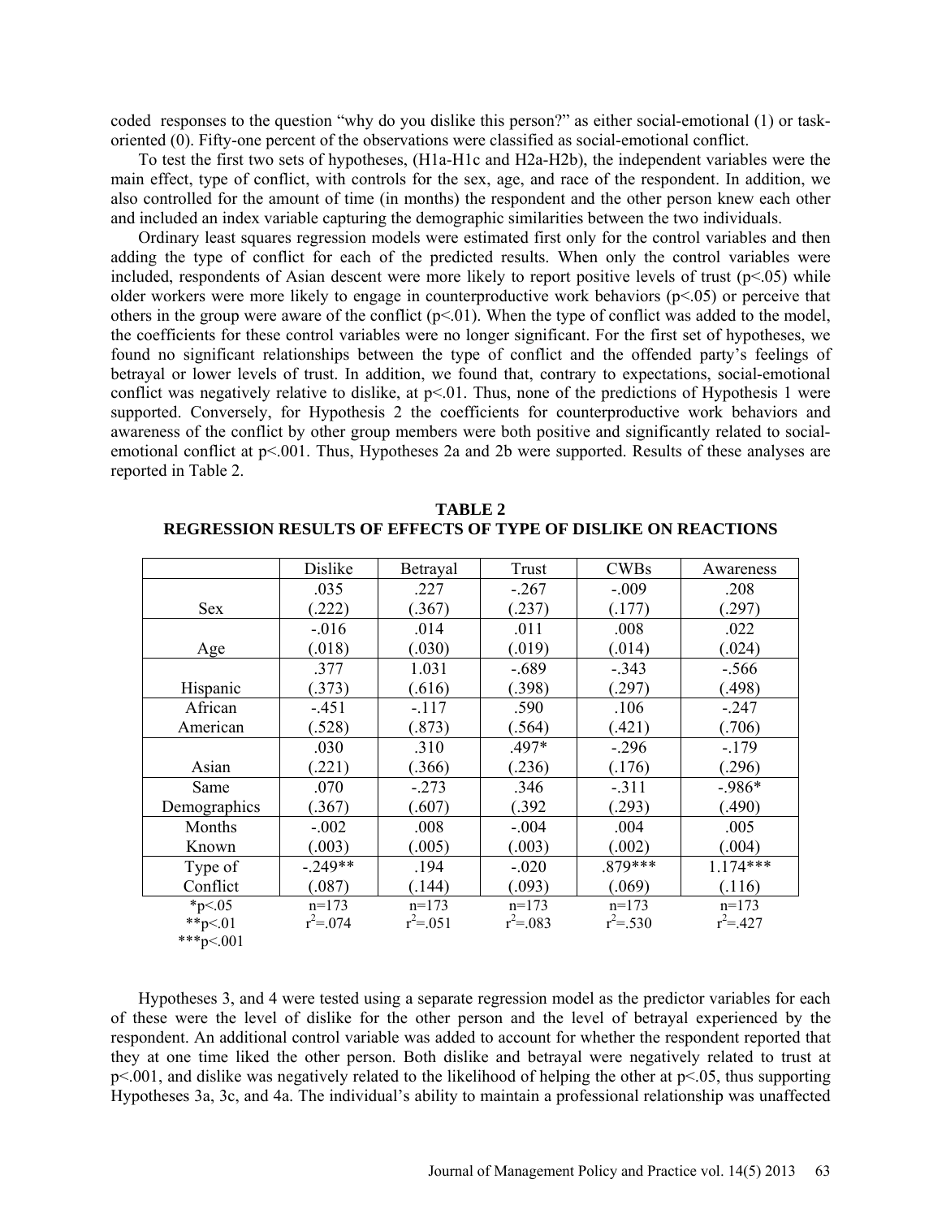coded responses to the question "why do you dislike this person?" as either social-emotional (1) or task-oriented (0). Fifty-one percent of the observations were classified as social-emotional conflict.

To test the first two sets of hypotheses, (H1a-H1c and H2a-H2b), the independent variables were the main effect, type of conflict, with controls for the sex, age, and race of the respondent. In addition, we also controlled for the amount of time (in months) the respondent and the other person knew each other and included an index variable capturing the demographic similarities between the two individuals.

Ordinary least squares regression models were estimated first only for the control variables and then adding the type of conflict for each of the predicted results. When only the control variables were included, respondents of Asian descent were more likely to report positive levels of trust ($p<.05$) while older workers were more likely to engage in counterproductive work behaviors ($p<.05$) or perceive that others in the group were aware of the conflict ($p<.01$). When the type of conflict was added to the model, the coefficients for these control variables were no longer significant. For the first set of hypotheses, we found no significant relationships between the type of conflict and the offended party's feelings of betrayal or lower levels of trust. In addition, we found that, contrary to expectations, social-emotional conflict was negatively relative to dislike, at $p<.01$. Thus, none of the predictions of Hypothesis 1 were supported. Conversely, for Hypothesis 2 the coefficients for counterproductive work behaviors and awareness of the conflict by other group members were both positive and significantly related to social-emotional conflict at $p<.001$. Thus, Hypotheses 2a and 2b were supported. Results of these analyses are reported in Table 2.

**TABLE 2**
**REGRESSION RESULTS OF EFFECTS OF TYPE OF DISLIKE ON REACTIONS**

| | Dislike | Betrayal | Trust | CWBs | Awareness |
|---|---|---|---|---|---|
| Sex | .035 (.222) | .227 (.367) | -.267 (.237) | -.009 (.177) | .208 (.297) |
| Age | -.016 (.018) | .014 (.030) | .011 (.019) | .008 (.014) | .022 (.024) |
| Hispanic | .377 (.373) | 1.031 (.616) | -.689 (.398) | -.343 (.297) | -.566 (.498) |
| African American | -.451 (.528) | -.117 (.873) | .590 (.564) | .106 (.421) | -.247 (.706) |
| Asian | .030 (.221) | .310 (.366) | .497* (.236) | -.296 (.176) | -.179 (.296) |
| Same Demographics | .070 (.367) | -.273 (.607) | .346 (.392 | -.311 (.293) | -.986* (.490) |
| Months Known | -.002 (.003) | .008 (.005) | -.004 (.003) | .004 (.002) | .005 (.004) |
| Type of Conflict | -.249** (.087) | .194 (.144) | -.020 (.093) | .879*** (.069) | 1.174*** (.116) |
| *p<.05 **p<.01 ***p<.001 | n=173 $r^2$=.074 | n=173 $r^2$=.051 | n=173 $r^2$=.083 | n=173 $r^2$=.530 | n=173 $r^2$=.427 |

Hypotheses 3, and 4 were tested using a separate regression model as the predictor variables for each of these were the level of dislike for the other person and the level of betrayal experienced by the respondent. An additional control variable was added to account for whether the respondent reported that they at one time liked the other person. Both dislike and betrayal were negatively related to trust at $p<.001$, and dislike was negatively related to the likelihood of helping the other at $p<.05$, thus supporting Hypotheses 3a, 3c, and 4a. The individual's ability to maintain a professional relationship was unaffected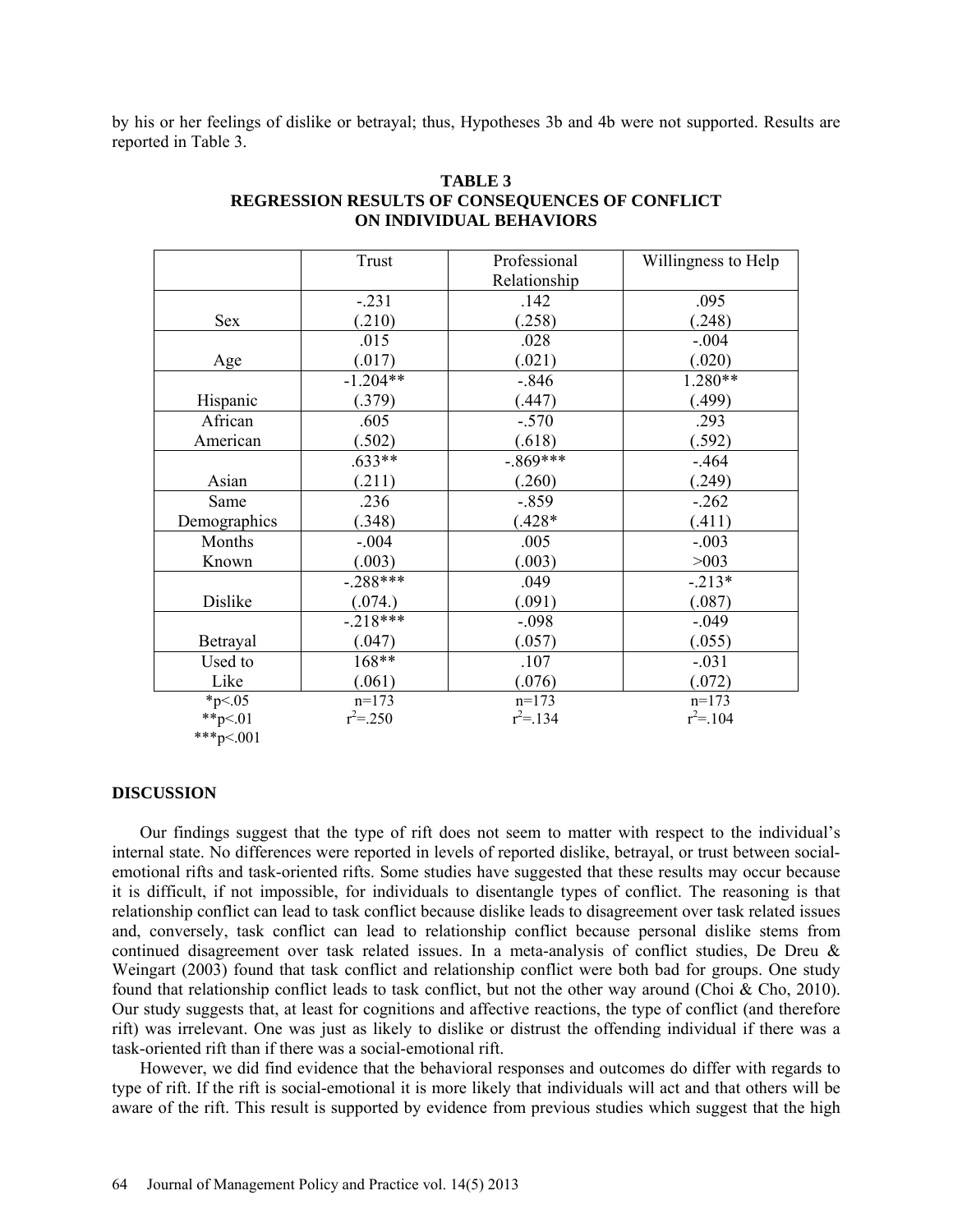by his or her feelings of dislike or betrayal; thus, Hypotheses 3b and 4b were not supported. Results are reported in Table 3.

**TABLE 3**
**REGRESSION RESULTS OF CONSEQUENCES OF CONFLICT ON INDIVIDUAL BEHAVIORS**

| | Trust | Professional Relationship | Willingness to Help |
|---|---|---|---|
| Sex | -.231 (.210) | .142 (.258) | .095 (.248) |
| Age | .015 (.017) | .028 (.021) | -.004 (.020) |
| Hispanic | -1.204** (.379) | -.846 (.447) | 1.280** (.499) |
| African American | .605 (.502) | -.570 (.618) | .293 (.592) |
| Asian | .633** (.211) | -.869*** (.260) | -.464 (.249) |
| Same Demographics | .236 (.348) | -.859 (.428* | -.262 (.411) |
| Months Known | -.004 (.003) | .005 (.003) | -.003 >003 |
| Dislike | -.288*** (.074.) | .049 (.091) | -.213* (.087) |
| Betrayal | -.218*** (.047) | -.098 (.057) | -.049 (.055) |
| Used to Like | 168** (.061) | .107 (.076) | -.031 (.072) |
| *p<.05 | n=173 | n=173 | n=173 |
| **p<.01 | $r^2$=.250 | $r^2$=.134 | $r^2$=.104 |
| ***p<.001 | | | |

## DISCUSSION

Our findings suggest that the type of rift does not seem to matter with respect to the individual's internal state. No differences were reported in levels of reported dislike, betrayal, or trust between social-emotional rifts and task-oriented rifts. Some studies have suggested that these results may occur because it is difficult, if not impossible, for individuals to disentangle types of conflict. The reasoning is that relationship conflict can lead to task conflict because dislike leads to disagreement over task related issues and, conversely, task conflict can lead to relationship conflict because personal dislike stems from continued disagreement over task related issues. In a meta-analysis of conflict studies, De Dreu & Weingart (2003) found that task conflict and relationship conflict were both bad for groups. One study found that relationship conflict leads to task conflict, but not the other way around (Choi & Cho, 2010). Our study suggests that, at least for cognitions and affective reactions, the type of conflict (and therefore rift) was irrelevant. One was just as likely to dislike or distrust the offending individual if there was a task-oriented rift than if there was a social-emotional rift.

However, we did find evidence that the behavioral responses and outcomes do differ with regards to type of rift. If the rift is social-emotional it is more likely that individuals will act and that others will be aware of the rift. This result is supported by evidence from previous studies which suggest that the high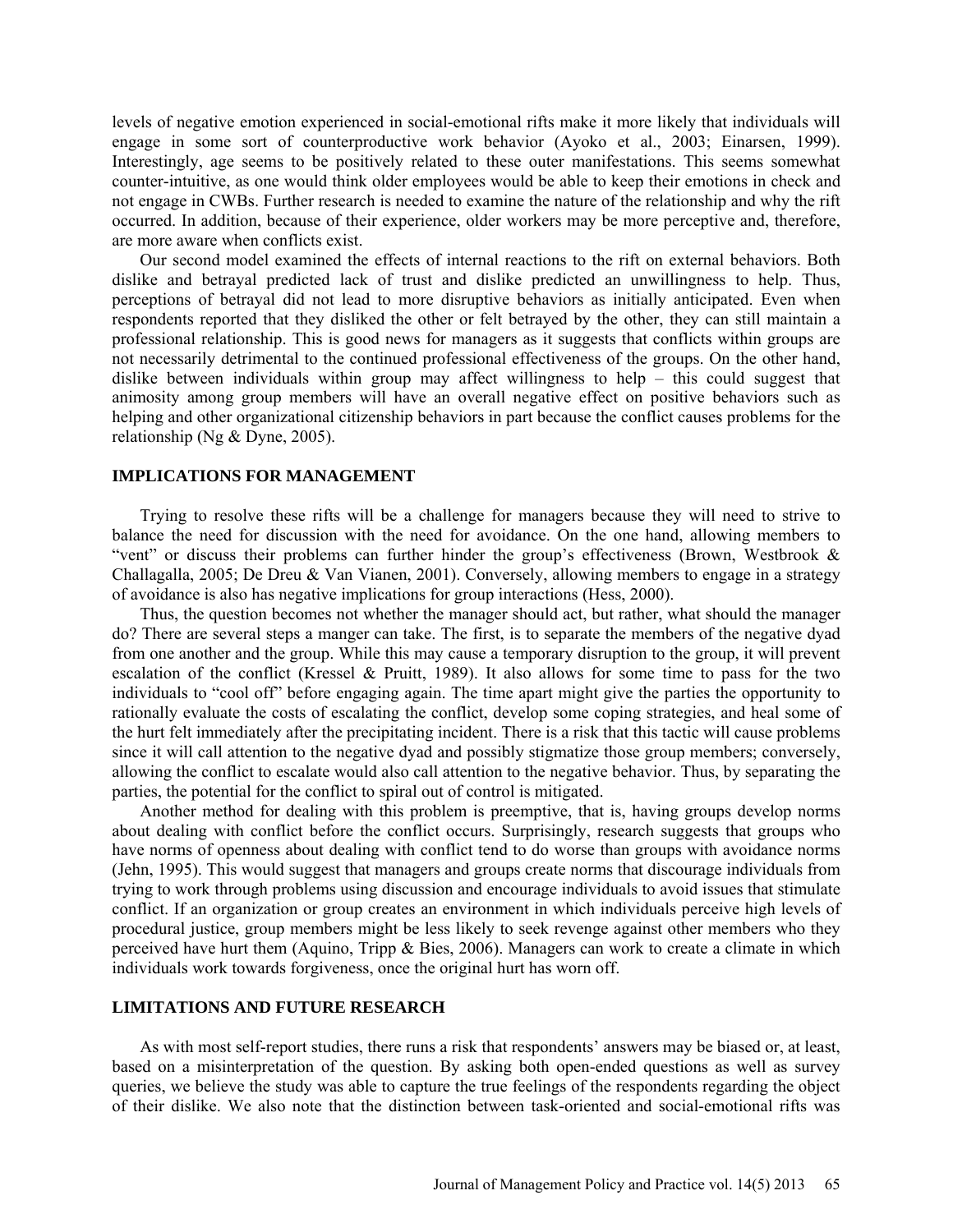levels of negative emotion experienced in social-emotional rifts make it more likely that individuals will engage in some sort of counterproductive work behavior (Ayoko et al., 2003; Einarsen, 1999). Interestingly, age seems to be positively related to these outer manifestations. This seems somewhat counter-intuitive, as one would think older employees would be able to keep their emotions in check and not engage in CWBs. Further research is needed to examine the nature of the relationship and why the rift occurred. In addition, because of their experience, older workers may be more perceptive and, therefore, are more aware when conflicts exist.

Our second model examined the effects of internal reactions to the rift on external behaviors. Both dislike and betrayal predicted lack of trust and dislike predicted an unwillingness to help. Thus, perceptions of betrayal did not lead to more disruptive behaviors as initially anticipated. Even when respondents reported that they disliked the other or felt betrayed by the other, they can still maintain a professional relationship. This is good news for managers as it suggests that conflicts within groups are not necessarily detrimental to the continued professional effectiveness of the groups. On the other hand, dislike between individuals within group may affect willingness to help – this could suggest that animosity among group members will have an overall negative effect on positive behaviors such as helping and other organizational citizenship behaviors in part because the conflict causes problems for the relationship (Ng & Dyne, 2005).

## IMPLICATIONS FOR MANAGEMENT

Trying to resolve these rifts will be a challenge for managers because they will need to strive to balance the need for discussion with the need for avoidance. On the one hand, allowing members to "vent" or discuss their problems can further hinder the group's effectiveness (Brown, Westbrook & Challagalla, 2005; De Dreu & Van Vianen, 2001). Conversely, allowing members to engage in a strategy of avoidance is also has negative implications for group interactions (Hess, 2000).

Thus, the question becomes not whether the manager should act, but rather, what should the manager do? There are several steps a manger can take. The first, is to separate the members of the negative dyad from one another and the group. While this may cause a temporary disruption to the group, it will prevent escalation of the conflict (Kressel & Pruitt, 1989). It also allows for some time to pass for the two individuals to "cool off" before engaging again. The time apart might give the parties the opportunity to rationally evaluate the costs of escalating the conflict, develop some coping strategies, and heal some of the hurt felt immediately after the precipitating incident. There is a risk that this tactic will cause problems since it will call attention to the negative dyad and possibly stigmatize those group members; conversely, allowing the conflict to escalate would also call attention to the negative behavior. Thus, by separating the parties, the potential for the conflict to spiral out of control is mitigated.

Another method for dealing with this problem is preemptive, that is, having groups develop norms about dealing with conflict before the conflict occurs. Surprisingly, research suggests that groups who have norms of openness about dealing with conflict tend to do worse than groups with avoidance norms (Jehn, 1995). This would suggest that managers and groups create norms that discourage individuals from trying to work through problems using discussion and encourage individuals to avoid issues that stimulate conflict. If an organization or group creates an environment in which individuals perceive high levels of procedural justice, group members might be less likely to seek revenge against other members who they perceived have hurt them (Aquino, Tripp & Bies, 2006). Managers can work to create a climate in which individuals work towards forgiveness, once the original hurt has worn off.

## LIMITATIONS AND FUTURE RESEARCH

As with most self-report studies, there runs a risk that respondents' answers may be biased or, at least, based on a misinterpretation of the question. By asking both open-ended questions as well as survey queries, we believe the study was able to capture the true feelings of the respondents regarding the object of their dislike. We also note that the distinction between task-oriented and social-emotional rifts was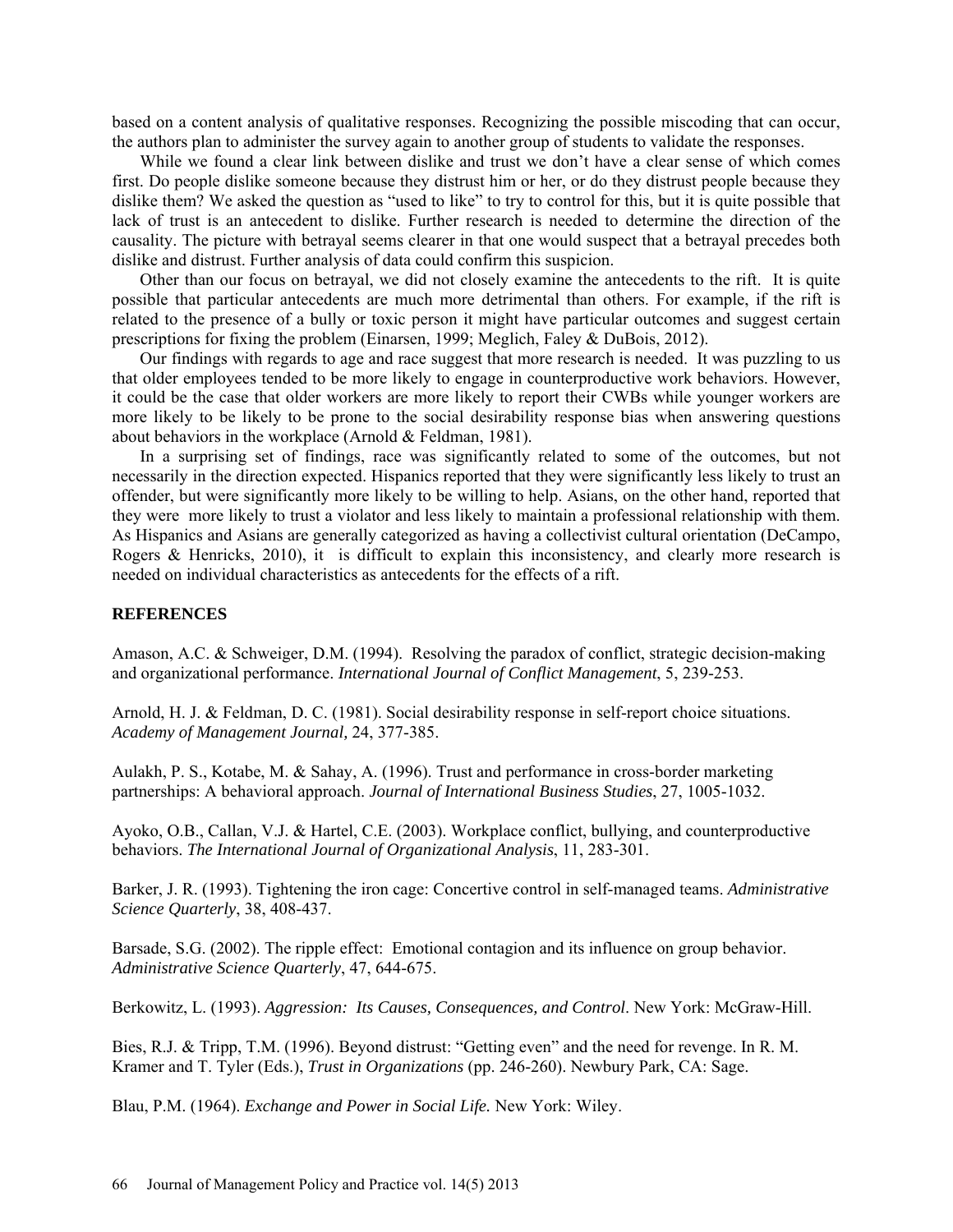based on a content analysis of qualitative responses. Recognizing the possible miscoding that can occur, the authors plan to administer the survey again to another group of students to validate the responses.

While we found a clear link between dislike and trust we don't have a clear sense of which comes first. Do people dislike someone because they distrust him or her, or do they distrust people because they dislike them? We asked the question as "used to like" to try to control for this, but it is quite possible that lack of trust is an antecedent to dislike. Further research is needed to determine the direction of the causality. The picture with betrayal seems clearer in that one would suspect that a betrayal precedes both dislike and distrust. Further analysis of data could confirm this suspicion.

Other than our focus on betrayal, we did not closely examine the antecedents to the rift. It is quite possible that particular antecedents are much more detrimental than others. For example, if the rift is related to the presence of a bully or toxic person it might have particular outcomes and suggest certain prescriptions for fixing the problem (Einarsen, 1999; Meglich, Faley & DuBois, 2012).

Our findings with regards to age and race suggest that more research is needed. It was puzzling to us that older employees tended to be more likely to engage in counterproductive work behaviors. However, it could be the case that older workers are more likely to report their CWBs while younger workers are more likely to be likely to be prone to the social desirability response bias when answering questions about behaviors in the workplace (Arnold & Feldman, 1981).

In a surprising set of findings, race was significantly related to some of the outcomes, but not necessarily in the direction expected. Hispanics reported that they were significantly less likely to trust an offender, but were significantly more likely to be willing to help. Asians, on the other hand, reported that they were more likely to trust a violator and less likely to maintain a professional relationship with them. As Hispanics and Asians are generally categorized as having a collectivist cultural orientation (DeCampo, Rogers & Henricks, 2010), it is difficult to explain this inconsistency, and clearly more research is needed on individual characteristics as antecedents for the effects of a rift.

## REFERENCES

Amason, A.C. & Schweiger, D.M. (1994). Resolving the paradox of conflict, strategic decision-making and organizational performance. *International Journal of Conflict Management*, 5, 239-253.

Arnold, H. J. & Feldman, D. C. (1981). Social desirability response in self-report choice situations. *Academy of Management Journal,* 24, 377-385.

Aulakh, P. S., Kotabe, M. & Sahay, A. (1996). Trust and performance in cross-border marketing partnerships: A behavioral approach. *Journal of International Business Studies*, 27, 1005-1032.

Ayoko, O.B., Callan, V.J. & Hartel, C.E. (2003). Workplace conflict, bullying, and counterproductive behaviors. *The International Journal of Organizational Analysis*, 11, 283-301.

Barker, J. R. (1993). Tightening the iron cage: Concertive control in self-managed teams. *Administrative Science Quarterly*, 38, 408-437.

Barsade, S.G. (2002). The ripple effect: Emotional contagion and its influence on group behavior. *Administrative Science Quarterly*, 47, 644-675.

Berkowitz, L. (1993). *Aggression: Its Causes, Consequences, and Control*. New York: McGraw-Hill.

Bies, R.J. & Tripp, T.M. (1996). Beyond distrust: "Getting even" and the need for revenge. In R. M. Kramer and T. Tyler (Eds.), *Trust in Organizations* (pp. 246-260). Newbury Park, CA: Sage.

Blau, P.M. (1964). *Exchange and Power in Social Life.* New York: Wiley.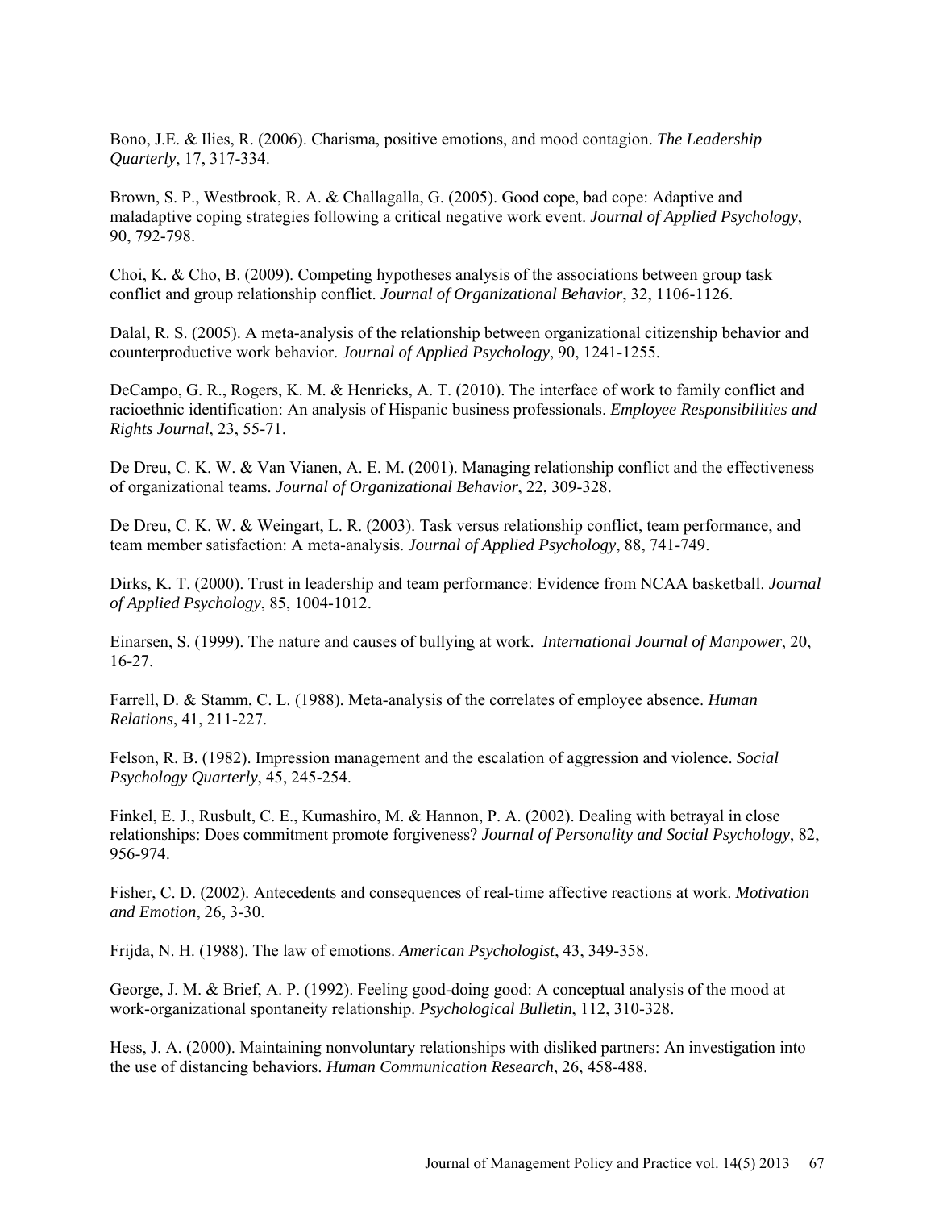Bono, J.E. & Ilies, R. (2006). Charisma, positive emotions, and mood contagion. *The Leadership Quarterly*, 17, 317-334.

Brown, S. P., Westbrook, R. A. & Challagalla, G. (2005). Good cope, bad cope: Adaptive and maladaptive coping strategies following a critical negative work event. *Journal of Applied Psychology*, 90, 792-798.

Choi, K. & Cho, B. (2009). Competing hypotheses analysis of the associations between group task conflict and group relationship conflict. *Journal of Organizational Behavior*, 32, 1106-1126.

Dalal, R. S. (2005). A meta-analysis of the relationship between organizational citizenship behavior and counterproductive work behavior. *Journal of Applied Psychology*, 90, 1241-1255.

DeCampo, G. R., Rogers, K. M. & Henricks, A. T. (2010). The interface of work to family conflict and racioethnic identification: An analysis of Hispanic business professionals. *Employee Responsibilities and Rights Journal*, 23, 55-71.

De Dreu, C. K. W. & Van Vianen, A. E. M. (2001). Managing relationship conflict and the effectiveness of organizational teams. *Journal of Organizational Behavior*, 22, 309-328.

De Dreu, C. K. W. & Weingart, L. R. (2003). Task versus relationship conflict, team performance, and team member satisfaction: A meta-analysis. *Journal of Applied Psychology*, 88, 741-749.

Dirks, K. T. (2000). Trust in leadership and team performance: Evidence from NCAA basketball. *Journal of Applied Psychology*, 85, 1004-1012.

Einarsen, S. (1999). The nature and causes of bullying at work. *International Journal of Manpower*, 20, 16-27.

Farrell, D. & Stamm, C. L. (1988). Meta-analysis of the correlates of employee absence. *Human Relations*, 41, 211-227.

Felson, R. B. (1982). Impression management and the escalation of aggression and violence. *Social Psychology Quarterly*, 45, 245-254.

Finkel, E. J., Rusbult, C. E., Kumashiro, M. & Hannon, P. A. (2002). Dealing with betrayal in close relationships: Does commitment promote forgiveness? *Journal of Personality and Social Psychology*, 82, 956-974.

Fisher, C. D. (2002). Antecedents and consequences of real-time affective reactions at work. *Motivation and Emotion*, 26, 3-30.

Frijda, N. H. (1988). The law of emotions. *American Psychologist*, 43, 349-358.

George, J. M. & Brief, A. P. (1992). Feeling good-doing good: A conceptual analysis of the mood at work-organizational spontaneity relationship. *Psychological Bulletin*, 112, 310-328.

Hess, J. A. (2000). Maintaining nonvoluntary relationships with disliked partners: An investigation into the use of distancing behaviors. *Human Communication Research*, 26, 458-488.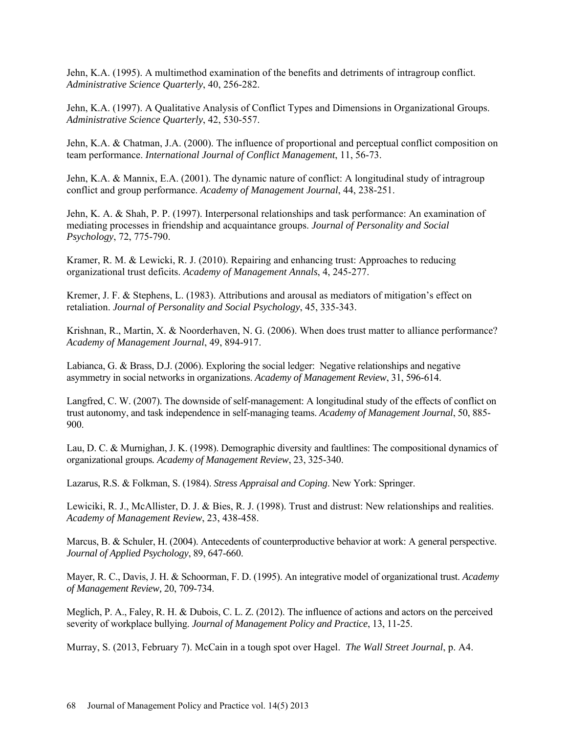Jehn, K.A. (1995). A multimethod examination of the benefits and detriments of intragroup conflict. *Administrative Science Quarterly*, 40, 256-282.

Jehn, K.A. (1997). A Qualitative Analysis of Conflict Types and Dimensions in Organizational Groups. *Administrative Science Quarterly*, 42, 530-557.

Jehn, K.A. & Chatman, J.A. (2000). The influence of proportional and perceptual conflict composition on team performance. *International Journal of Conflict Management*, 11, 56-73.

Jehn, K.A. & Mannix, E.A. (2001). The dynamic nature of conflict: A longitudinal study of intragroup conflict and group performance. *Academy of Management Journal*, 44, 238-251.

Jehn, K. A. & Shah, P. P. (1997). Interpersonal relationships and task performance: An examination of mediating processes in friendship and acquaintance groups. *Journal of Personality and Social Psychology*, 72, 775-790.

Kramer, R. M. & Lewicki, R. J. (2010). Repairing and enhancing trust: Approaches to reducing organizational trust deficits. *Academy of Management Annals*, 4, 245-277.

Kremer, J. F. & Stephens, L. (1983). Attributions and arousal as mediators of mitigation's effect on retaliation. *Journal of Personality and Social Psychology*, 45, 335-343.

Krishnan, R., Martin, X. & Noorderhaven, N. G. (2006). When does trust matter to alliance performance? *Academy of Management Journal*, 49, 894-917.

Labianca, G. & Brass, D.J. (2006). Exploring the social ledger: Negative relationships and negative asymmetry in social networks in organizations. *Academy of Management Review*, 31, 596-614.

Langfred, C. W. (2007). The downside of self-management: A longitudinal study of the effects of conflict on trust autonomy, and task independence in self-managing teams. *Academy of Management Journal*, 50, 885-900.

Lau, D. C. & Murnighan, J. K. (1998). Demographic diversity and faultlines: The compositional dynamics of organizational groups. *Academy of Management Review*, 23, 325-340.

Lazarus, R.S. & Folkman, S. (1984). *Stress Appraisal and Coping*. New York: Springer.

Lewiciki, R. J., McAllister, D. J. & Bies, R. J. (1998). Trust and distrust: New relationships and realities. *Academy of Management Review*, 23, 438-458.

Marcus, B. & Schuler, H. (2004). Antecedents of counterproductive behavior at work: A general perspective. *Journal of Applied Psychology*, 89, 647-660.

Mayer, R. C., Davis, J. H. & Schoorman, F. D. (1995). An integrative model of organizational trust. *Academy of Management Review,* 20, 709-734.

Meglich, P. A., Faley, R. H. & Dubois, C. L. Z. (2012). The influence of actions and actors on the perceived severity of workplace bullying. *Journal of Management Policy and Practice*, 13, 11-25.

Murray, S. (2013, February 7). McCain in a tough spot over Hagel. *The Wall Street Journal*, p. A4.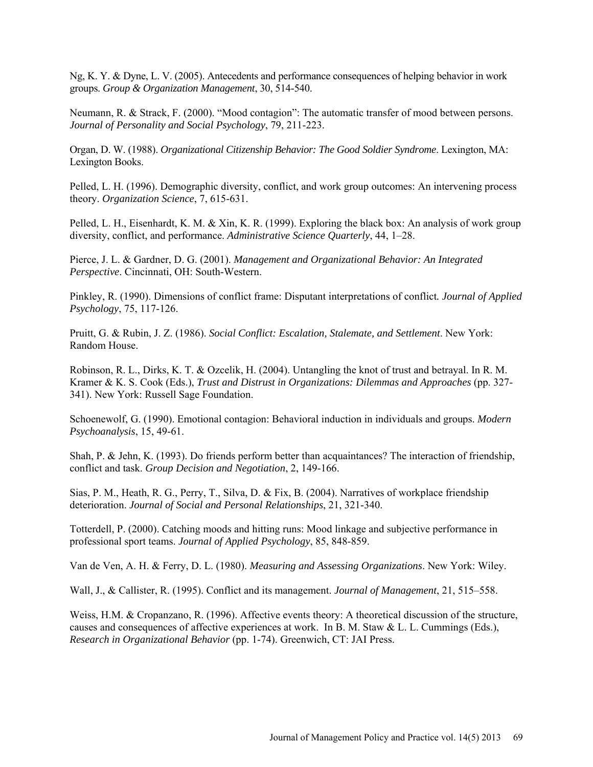Ng, K. Y. & Dyne, L. V. (2005). Antecedents and performance consequences of helping behavior in work groups. *Group & Organization Management*, 30, 514-540.

Neumann, R. & Strack, F. (2000). "Mood contagion": The automatic transfer of mood between persons. *Journal of Personality and Social Psychology*, 79, 211-223.

Organ, D. W. (1988). *Organizational Citizenship Behavior: The Good Soldier Syndrome*. Lexington, MA: Lexington Books.

Pelled, L. H. (1996). Demographic diversity, conflict, and work group outcomes: An intervening process theory. *Organization Science*, 7, 615-631.

Pelled, L. H., Eisenhardt, K. M. & Xin, K. R. (1999). Exploring the black box: An analysis of work group diversity, conflict, and performance. *Administrative Science Quarterly*, 44, 1–28.

Pierce, J. L. & Gardner, D. G. (2001). *Management and Organizational Behavior: An Integrated Perspective*. Cincinnati, OH: South-Western.

Pinkley, R. (1990). Dimensions of conflict frame: Disputant interpretations of conflict. *Journal of Applied Psychology*, 75, 117-126.

Pruitt, G. & Rubin, J. Z. (1986). *Social Conflict: Escalation, Stalemate, and Settlement*. New York: Random House.

Robinson, R. L., Dirks, K. T. & Ozcelik, H. (2004). Untangling the knot of trust and betrayal. In R. M. Kramer & K. S. Cook (Eds.), *Trust and Distrust in Organizations: Dilemmas and Approaches* (pp. 327-341). New York: Russell Sage Foundation.

Schoenewolf, G. (1990). Emotional contagion: Behavioral induction in individuals and groups. *Modern Psychoanalysis*, 15, 49-61.

Shah, P. & Jehn, K. (1993). Do friends perform better than acquaintances? The interaction of friendship, conflict and task. *Group Decision and Negotiation*, 2, 149-166.

Sias, P. M., Heath, R. G., Perry, T., Silva, D. & Fix, B. (2004). Narratives of workplace friendship deterioration. *Journal of Social and Personal Relationships*, 21, 321-340.

Totterdell, P. (2000). Catching moods and hitting runs: Mood linkage and subjective performance in professional sport teams. *Journal of Applied Psychology*, 85, 848-859.

Van de Ven, A. H. & Ferry, D. L. (1980). *Measuring and Assessing Organizations*. New York: Wiley.

Wall, J., & Callister, R. (1995). Conflict and its management. *Journal of Management*, 21, 515–558.

Weiss, H.M. & Cropanzano, R. (1996). Affective events theory: A theoretical discussion of the structure, causes and consequences of affective experiences at work. In B. M. Staw & L. L. Cummings (Eds.), *Research in Organizational Behavior* (pp. 1-74). Greenwich, CT: JAI Press.